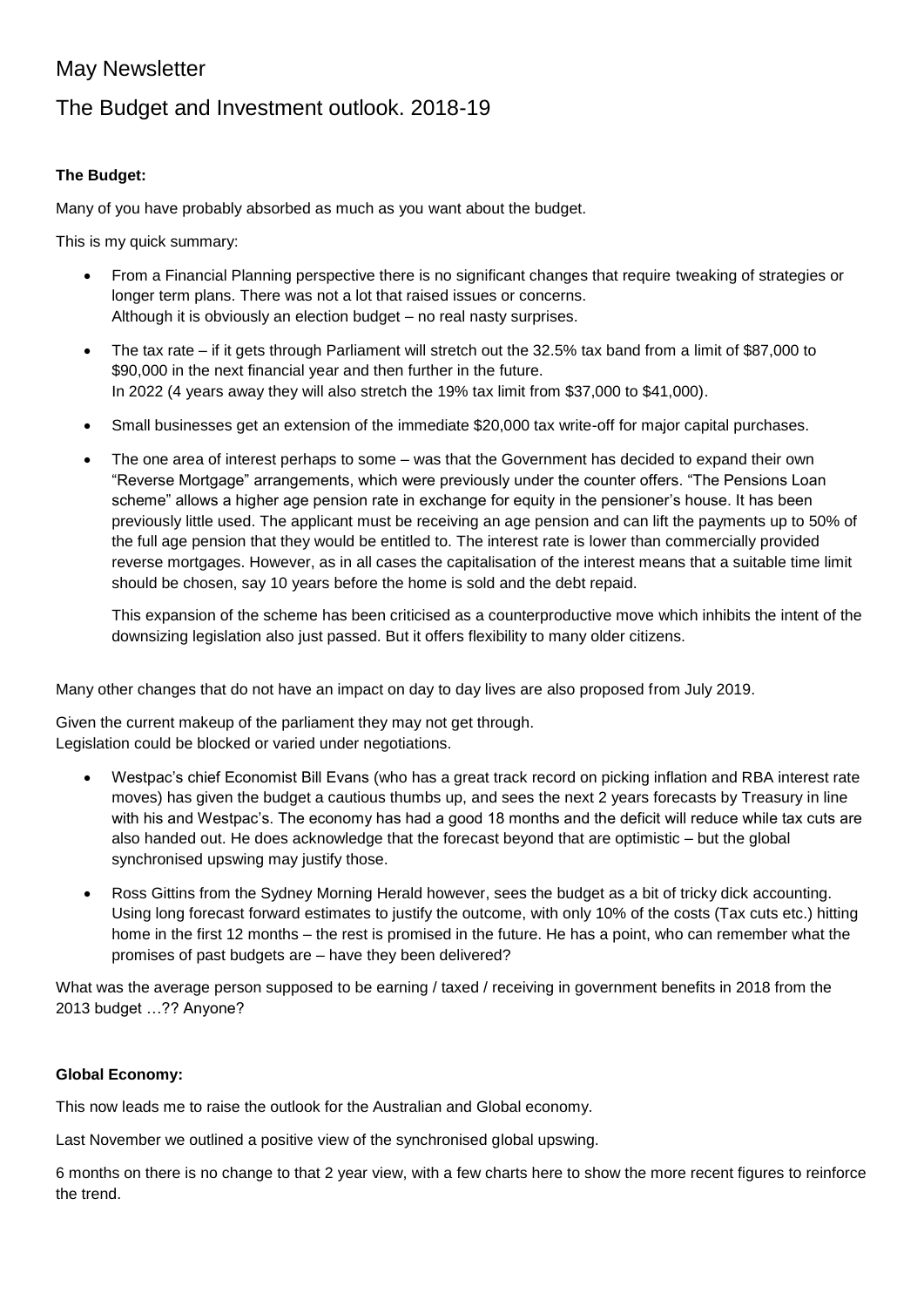# May Newsletter

## The Budget and Investment outlook. 2018-19

**The Budget:**

Many of you have probably absorbed as much as you want about the budget.

This is my quick summary:

- From a Financial Planning perspective there is no significant changes that require tweaking of strategies or longer term plans. There was not a lot that raised issues or concerns.
  Although it is obviously an election budget – no real nasty surprises.
- The tax rate – if it gets through Parliament will stretch out the 32.5% tax band from a limit of $87,000 to $90,000 in the next financial year and then further in the future.
  In 2022 (4 years away they will also stretch the 19% tax limit from $37,000 to $41,000).
- Small businesses get an extension of the immediate $20,000 tax write-off for major capital purchases.
- The one area of interest perhaps to some – was that the Government has decided to expand their own "Reverse Mortgage" arrangements, which were previously under the counter offers. "The Pensions Loan scheme" allows a higher age pension rate in exchange for equity in the pensioner's house. It has been previously little used. The applicant must be receiving an age pension and can lift the payments up to 50% of the full age pension that they would be entitled to. The interest rate is lower than commercially provided reverse mortgages. However, as in all cases the capitalisation of the interest means that a suitable time limit should be chosen, say 10 years before the home is sold and the debt repaid.

  This expansion of the scheme has been criticised as a counterproductive move which inhibits the intent of the downsizing legislation also just passed. But it offers flexibility to many older citizens.

Many other changes that do not have an impact on day to day lives are also proposed from July 2019.

Given the current makeup of the parliament they may not get through.
Legislation could be blocked or varied under negotiations.

- Westpac's chief Economist Bill Evans (who has a great track record on picking inflation and RBA interest rate moves) has given the budget a cautious thumbs up, and sees the next 2 years forecasts by Treasury in line with his and Westpac's. The economy has had a good 18 months and the deficit will reduce while tax cuts are also handed out. He does acknowledge that the forecast beyond that are optimistic – but the global synchronised upswing may justify those.
- Ross Gittins from the Sydney Morning Herald however, sees the budget as a bit of tricky dick accounting. Using long forecast forward estimates to justify the outcome, with only 10% of the costs (Tax cuts etc.) hitting home in the first 12 months – the rest is promised in the future. He has a point, who can remember what the promises of past budgets are – have they been delivered?

What was the average person supposed to be earning / taxed / receiving in government benefits in 2018 from the 2013 budget …?? Anyone?

**Global Economy:**

This now leads me to raise the outlook for the Australian and Global economy.

Last November we outlined a positive view of the synchronised global upswing.

6 months on there is no change to that 2 year view, with a few charts here to show the more recent figures to reinforce the trend.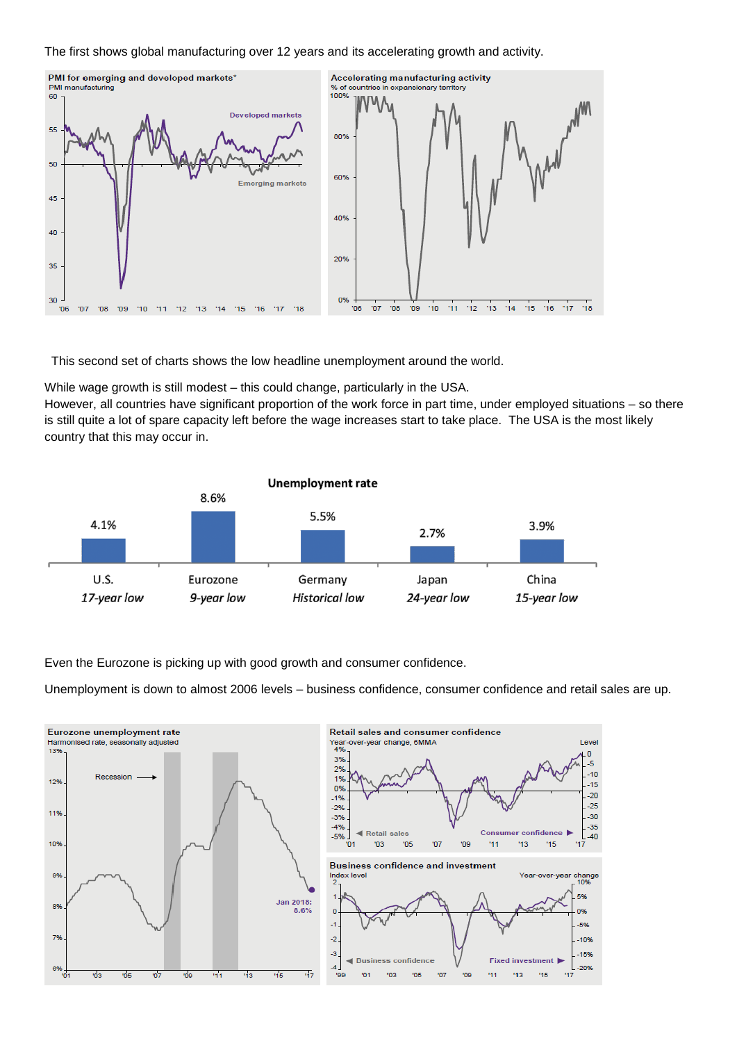The first shows global manufacturing over 12 years and its accelerating growth and activity.

This second set of charts shows the low headline unemployment around the world.

While wage growth is still modest – this could change, particularly in the USA.
However, all countries have significant proportion of the work force in part time, under employed situations – so there is still quite a lot of spare capacity left before the wage increases start to take place. The USA is the most likely country that this may occur in.

**Unemployment rate**

| U.S. | Eurozone | Germany | Japan | China |
|---|---|---|---|---|
| 4.1% | 8.6% | 5.5% | 2.7% | 3.9% |
| *17-year low* | *9-year low* | *Historical low* | *24-year low* | *15-year low* |

Even the Eurozone is picking up with good growth and consumer confidence.

Unemployment is down to almost 2006 levels – business confidence, consumer confidence and retail sales are up.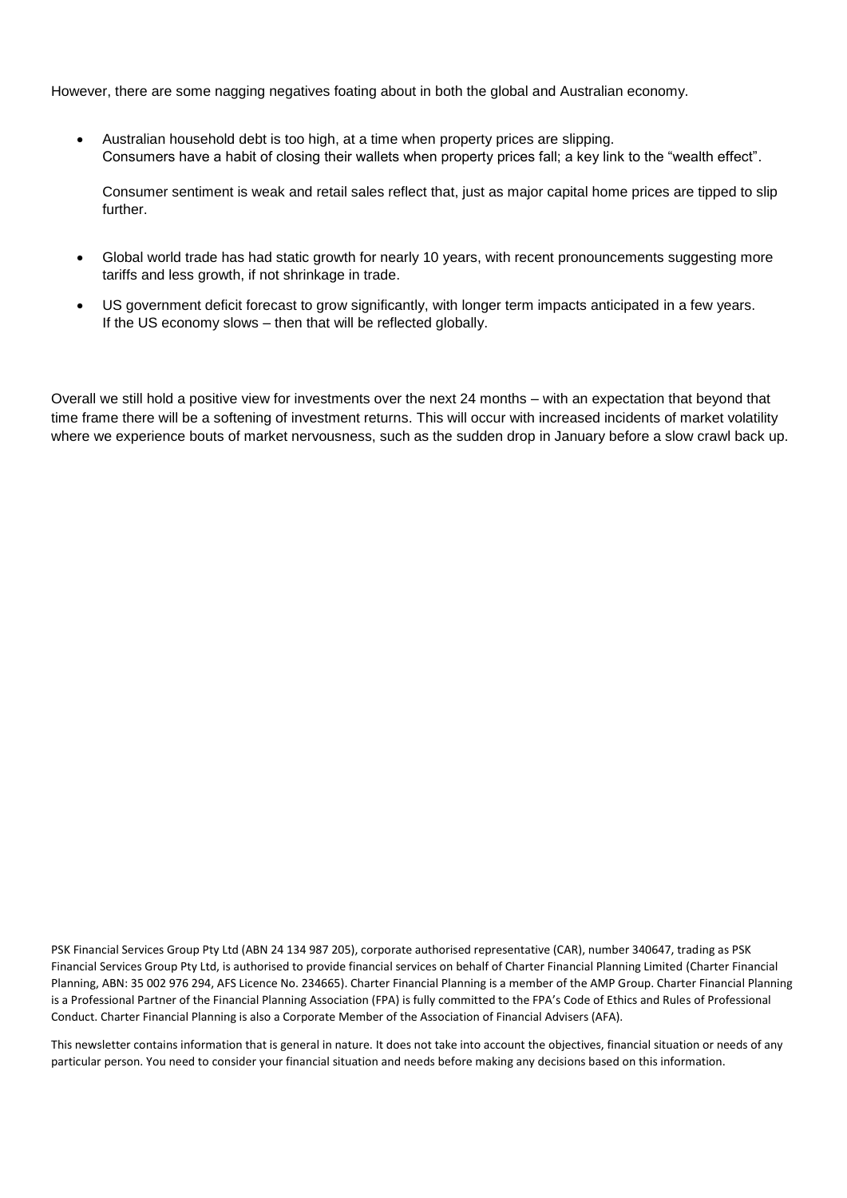However, there are some nagging negatives foating about in both the global and Australian economy.

- Australian household debt is too high, at a time when property prices are slipping.
  Consumers have a habit of closing their wallets when property prices fall; a key link to the "wealth effect".

  Consumer sentiment is weak and retail sales reflect that, just as major capital home prices are tipped to slip further.

- Global world trade has had static growth for nearly 10 years, with recent pronouncements suggesting more tariffs and less growth, if not shrinkage in trade.

- US government deficit forecast to grow significantly, with longer term impacts anticipated in a few years.
  If the US economy slows – then that will be reflected globally.

Overall we still hold a positive view for investments over the next 24 months – with an expectation that beyond that time frame there will be a softening of investment returns. This will occur with increased incidents of market volatility where we experience bouts of market nervousness, such as the sudden drop in January before a slow crawl back up.

PSK Financial Services Group Pty Ltd (ABN 24 134 987 205), corporate authorised representative (CAR), number 340647, trading as PSK Financial Services Group Pty Ltd, is authorised to provide financial services on behalf of Charter Financial Planning Limited (Charter Financial Planning, ABN: 35 002 976 294, AFS Licence No. 234665). Charter Financial Planning is a member of the AMP Group. Charter Financial Planning is a Professional Partner of the Financial Planning Association (FPA) is fully committed to the FPA's Code of Ethics and Rules of Professional Conduct. Charter Financial Planning is also a Corporate Member of the Association of Financial Advisers (AFA).

This newsletter contains information that is general in nature. It does not take into account the objectives, financial situation or needs of any particular person. You need to consider your financial situation and needs before making any decisions based on this information.